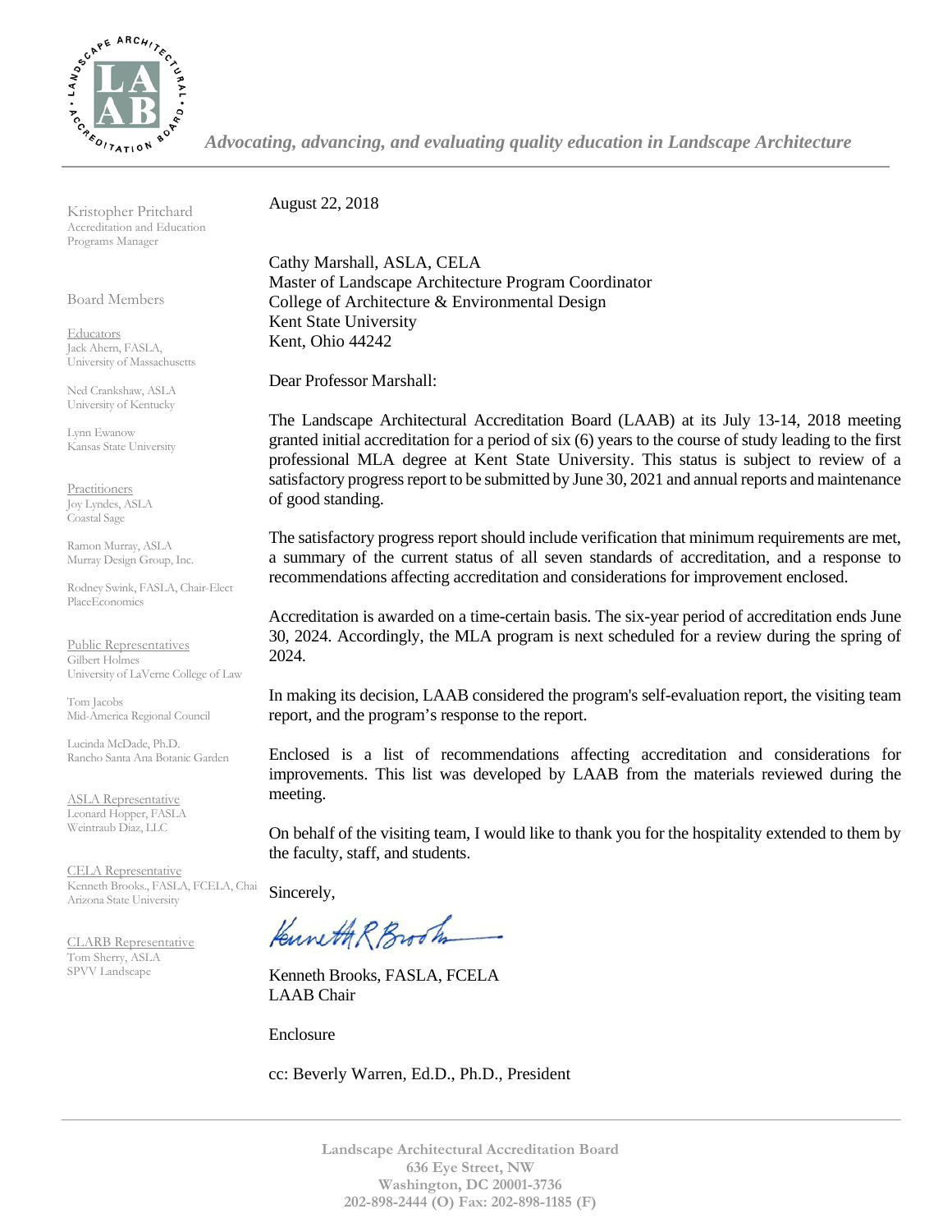*Advocating, advancing, and evaluating quality education in Landscape Architecture*

Kristopher Pritchard
Accreditation and Education Programs Manager

Board Members

Educators
Jack Ahern, FASLA, University of Massachusetts

Ned Crankshaw, ASLA
University of Kentucky

Lynn Ewanow
Kansas State University

Practitioners
Joy Lyndes, ASLA
Coastal Sage

Ramon Murray, ASLA
Murray Design Group, Inc.

Rodney Swink, FASLA, Chair-Elect
PlaceEconomics

Public Representatives
Gilbert Holmes
University of LaVerne College of Law

Tom Jacobs
Mid-America Regional Council

Lucinda McDade, Ph.D.
Rancho Santa Ana Botanic Garden

ASLA Representative
Leonard Hopper, FASLA
Weintraub Diaz, LLC

CELA Representative
Kenneth Brooks., FASLA, FCELA, Chai
Arizona State University

CLARB Representative
Tom Sherry, ASLA
SPVV Landscape

August 22, 2018

Cathy Marshall, ASLA, CELA
Master of Landscape Architecture Program Coordinator
College of Architecture & Environmental Design
Kent State University
Kent, Ohio 44242

Dear Professor Marshall:

The Landscape Architectural Accreditation Board (LAAB) at its July 13-14, 2018 meeting granted initial accreditation for a period of six (6) years to the course of study leading to the first professional MLA degree at Kent State University. This status is subject to review of a satisfactory progress report to be submitted by June 30, 2021 and annual reports and maintenance of good standing.

The satisfactory progress report should include verification that minimum requirements are met, a summary of the current status of all seven standards of accreditation, and a response to recommendations affecting accreditation and considerations for improvement enclosed.

Accreditation is awarded on a time-certain basis. The six-year period of accreditation ends June 30, 2024. Accordingly, the MLA program is next scheduled for a review during the spring of 2024.

In making its decision, LAAB considered the program's self-evaluation report, the visiting team report, and the program's response to the report.

Enclosed is a list of recommendations affecting accreditation and considerations for improvements. This list was developed by LAAB from the materials reviewed during the meeting.

On behalf of the visiting team, I would like to thank you for the hospitality extended to them by the faculty, staff, and students.

Sincerely,

Kenneth R Brooks

Kenneth Brooks, FASLA, FCELA
LAAB Chair

Enclosure

cc: Beverly Warren, Ed.D., Ph.D., President

Landscape Architectural Accreditation Board
636 Eye Street, NW
Washington, DC 20001-3736
202-898-2444 (O) Fax: 202-898-1185 (F)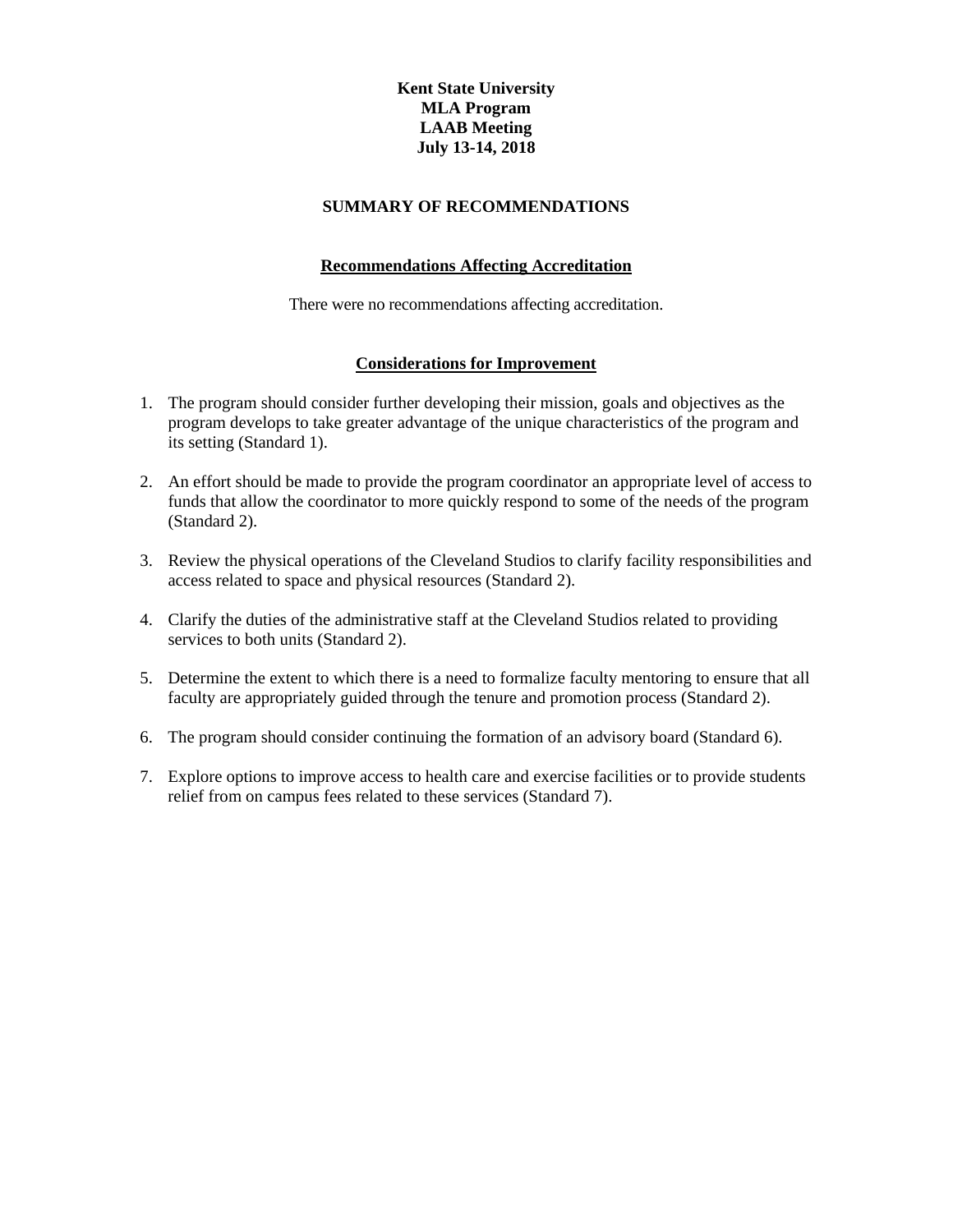**Kent State University**
**MLA Program**
**LAAB Meeting**
**July 13-14, 2018**

## SUMMARY OF RECOMMENDATIONS

### Recommendations Affecting Accreditation

There were no recommendations affecting accreditation.

### Considerations for Improvement

1. The program should consider further developing their mission, goals and objectives as the program develops to take greater advantage of the unique characteristics of the program and its setting (Standard 1).

2. An effort should be made to provide the program coordinator an appropriate level of access to funds that allow the coordinator to more quickly respond to some of the needs of the program (Standard 2).

3. Review the physical operations of the Cleveland Studios to clarify facility responsibilities and access related to space and physical resources (Standard 2).

4. Clarify the duties of the administrative staff at the Cleveland Studios related to providing services to both units (Standard 2).

5. Determine the extent to which there is a need to formalize faculty mentoring to ensure that all faculty are appropriately guided through the tenure and promotion process (Standard 2).

6. The program should consider continuing the formation of an advisory board (Standard 6).

7. Explore options to improve access to health care and exercise facilities or to provide students relief from on campus fees related to these services (Standard 7).